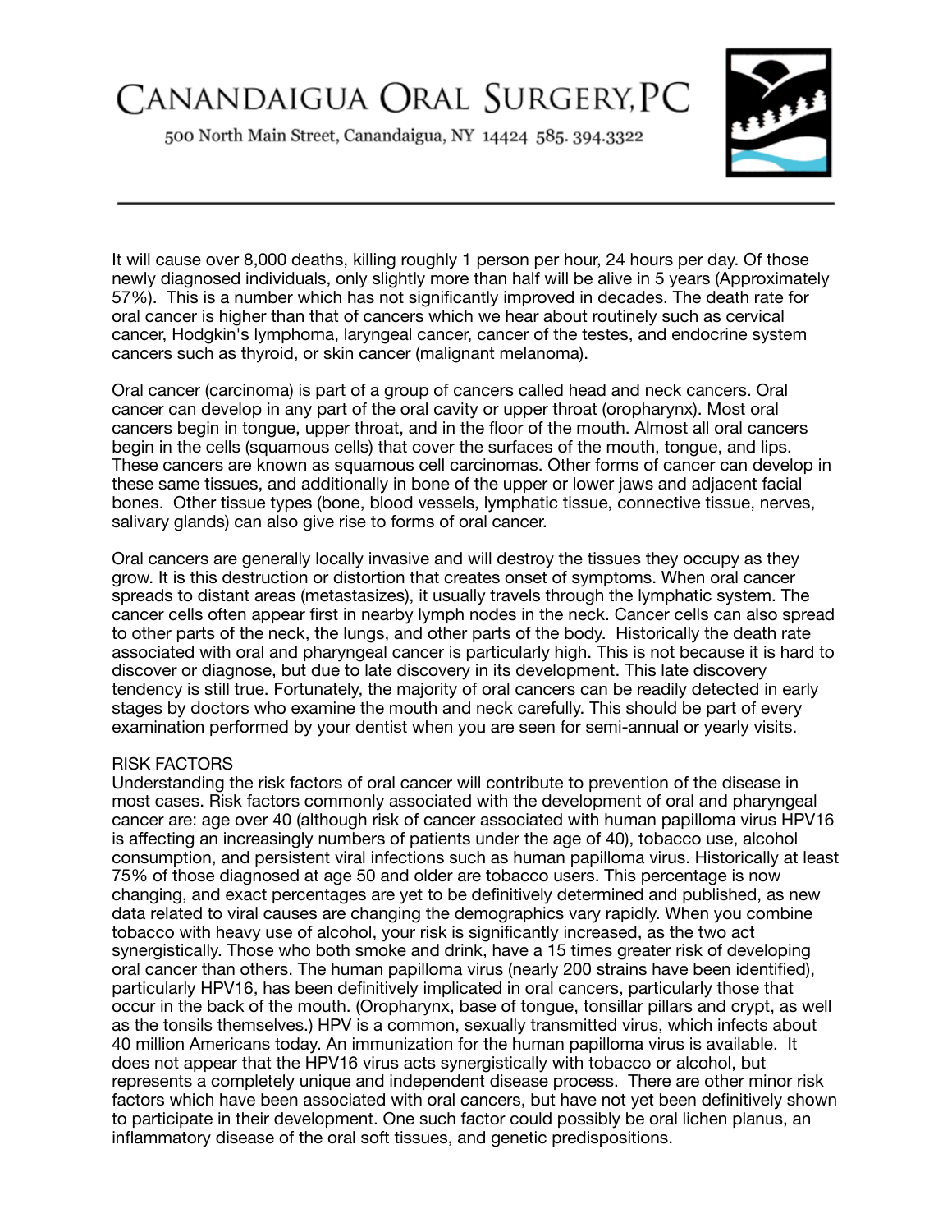# Canandaigua Oral Surgery, PC

500 North Main Street, Canandaigua, NY 14424 585. 394.3322

It will cause over 8,000 deaths, killing roughly 1 person per hour, 24 hours per day. Of those newly diagnosed individuals, only slightly more than half will be alive in 5 years (Approximately 57%). This is a number which has not significantly improved in decades. The death rate for oral cancer is higher than that of cancers which we hear about routinely such as cervical cancer, Hodgkin's lymphoma, laryngeal cancer, cancer of the testes, and endocrine system cancers such as thyroid, or skin cancer (malignant melanoma).

Oral cancer (carcinoma) is part of a group of cancers called head and neck cancers. Oral cancer can develop in any part of the oral cavity or upper throat (oropharynx). Most oral cancers begin in tongue, upper throat, and in the floor of the mouth. Almost all oral cancers begin in the cells (squamous cells) that cover the surfaces of the mouth, tongue, and lips. These cancers are known as squamous cell carcinomas. Other forms of cancer can develop in these same tissues, and additionally in bone of the upper or lower jaws and adjacent facial bones. Other tissue types (bone, blood vessels, lymphatic tissue, connective tissue, nerves, salivary glands) can also give rise to forms of oral cancer.

Oral cancers are generally locally invasive and will destroy the tissues they occupy as they grow. It is this destruction or distortion that creates onset of symptoms. When oral cancer spreads to distant areas (metastasizes), it usually travels through the lymphatic system. The cancer cells often appear first in nearby lymph nodes in the neck. Cancer cells can also spread to other parts of the neck, the lungs, and other parts of the body. Historically the death rate associated with oral and pharyngeal cancer is particularly high. This is not because it is hard to discover or diagnose, but due to late discovery in its development. This late discovery tendency is still true. Fortunately, the majority of oral cancers can be readily detected in early stages by doctors who examine the mouth and neck carefully. This should be part of every examination performed by your dentist when you are seen for semi-annual or yearly visits.

## RISK FACTORS

Understanding the risk factors of oral cancer will contribute to prevention of the disease in most cases. Risk factors commonly associated with the development of oral and pharyngeal cancer are: age over 40 (although risk of cancer associated with human papilloma virus HPV16 is affecting an increasingly numbers of patients under the age of 40), tobacco use, alcohol consumption, and persistent viral infections such as human papilloma virus. Historically at least 75% of those diagnosed at age 50 and older are tobacco users. This percentage is now changing, and exact percentages are yet to be definitively determined and published, as new data related to viral causes are changing the demographics vary rapidly. When you combine tobacco with heavy use of alcohol, your risk is significantly increased, as the two act synergistically. Those who both smoke and drink, have a 15 times greater risk of developing oral cancer than others. The human papilloma virus (nearly 200 strains have been identified), particularly HPV16, has been definitively implicated in oral cancers, particularly those that occur in the back of the mouth. (Oropharynx, base of tongue, tonsillar pillars and crypt, as well as the tonsils themselves.) HPV is a common, sexually transmitted virus, which infects about 40 million Americans today. An immunization for the human papilloma virus is available. It does not appear that the HPV16 virus acts synergistically with tobacco or alcohol, but represents a completely unique and independent disease process. There are other minor risk factors which have been associated with oral cancers, but have not yet been definitively shown to participate in their development. One such factor could possibly be oral lichen planus, an inflammatory disease of the oral soft tissues, and genetic predispositions.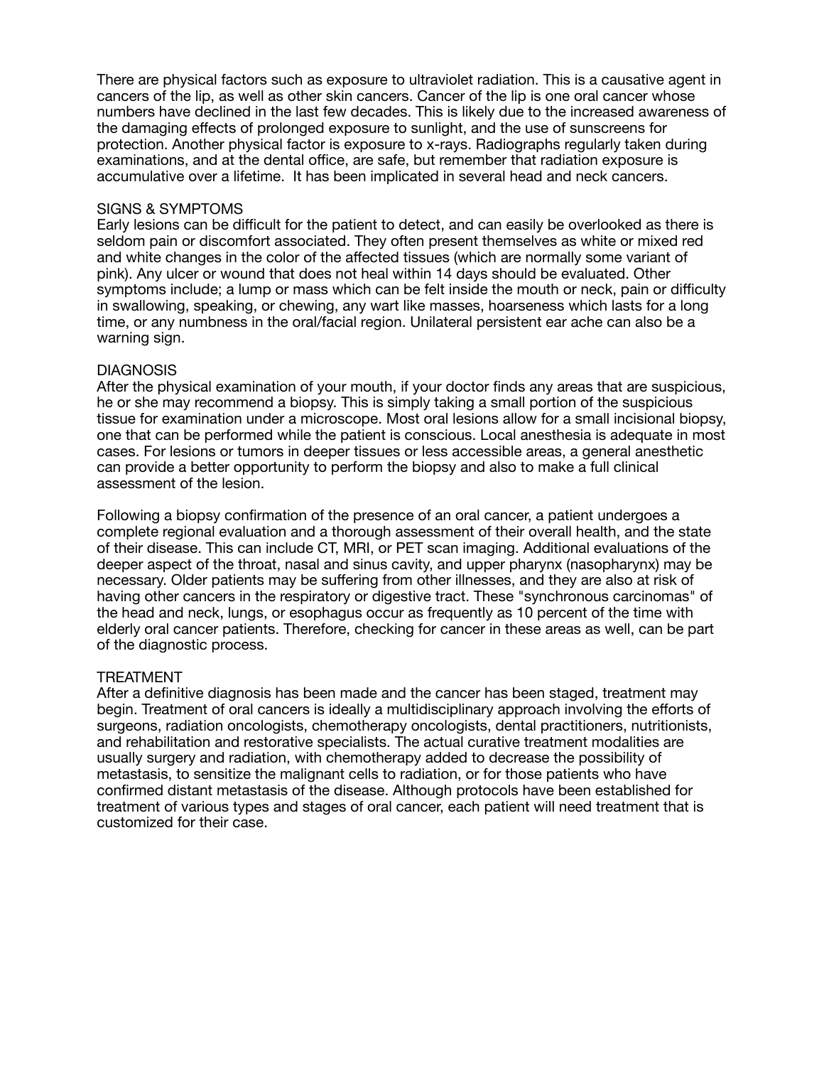There are physical factors such as exposure to ultraviolet radiation. This is a causative agent in cancers of the lip, as well as other skin cancers. Cancer of the lip is one oral cancer whose numbers have declined in the last few decades. This is likely due to the increased awareness of the damaging effects of prolonged exposure to sunlight, and the use of sunscreens for protection. Another physical factor is exposure to x-rays. Radiographs regularly taken during examinations, and at the dental office, are safe, but remember that radiation exposure is accumulative over a lifetime. It has been implicated in several head and neck cancers.

## SIGNS & SYMPTOMS

Early lesions can be difficult for the patient to detect, and can easily be overlooked as there is seldom pain or discomfort associated. They often present themselves as white or mixed red and white changes in the color of the affected tissues (which are normally some variant of pink). Any ulcer or wound that does not heal within 14 days should be evaluated. Other symptoms include; a lump or mass which can be felt inside the mouth or neck, pain or difficulty in swallowing, speaking, or chewing, any wart like masses, hoarseness which lasts for a long time, or any numbness in the oral/facial region. Unilateral persistent ear ache can also be a warning sign.

## DIAGNOSIS

After the physical examination of your mouth, if your doctor finds any areas that are suspicious, he or she may recommend a biopsy. This is simply taking a small portion of the suspicious tissue for examination under a microscope. Most oral lesions allow for a small incisional biopsy, one that can be performed while the patient is conscious. Local anesthesia is adequate in most cases. For lesions or tumors in deeper tissues or less accessible areas, a general anesthetic can provide a better opportunity to perform the biopsy and also to make a full clinical assessment of the lesion.

Following a biopsy confirmation of the presence of an oral cancer, a patient undergoes a complete regional evaluation and a thorough assessment of their overall health, and the state of their disease. This can include CT, MRI, or PET scan imaging. Additional evaluations of the deeper aspect of the throat, nasal and sinus cavity, and upper pharynx (nasopharynx) may be necessary. Older patients may be suffering from other illnesses, and they are also at risk of having other cancers in the respiratory or digestive tract. These "synchronous carcinomas" of the head and neck, lungs, or esophagus occur as frequently as 10 percent of the time with elderly oral cancer patients. Therefore, checking for cancer in these areas as well, can be part of the diagnostic process.

## TREATMENT

After a definitive diagnosis has been made and the cancer has been staged, treatment may begin. Treatment of oral cancers is ideally a multidisciplinary approach involving the efforts of surgeons, radiation oncologists, chemotherapy oncologists, dental practitioners, nutritionists, and rehabilitation and restorative specialists. The actual curative treatment modalities are usually surgery and radiation, with chemotherapy added to decrease the possibility of metastasis, to sensitize the malignant cells to radiation, or for those patients who have confirmed distant metastasis of the disease. Although protocols have been established for treatment of various types and stages of oral cancer, each patient will need treatment that is customized for their case.